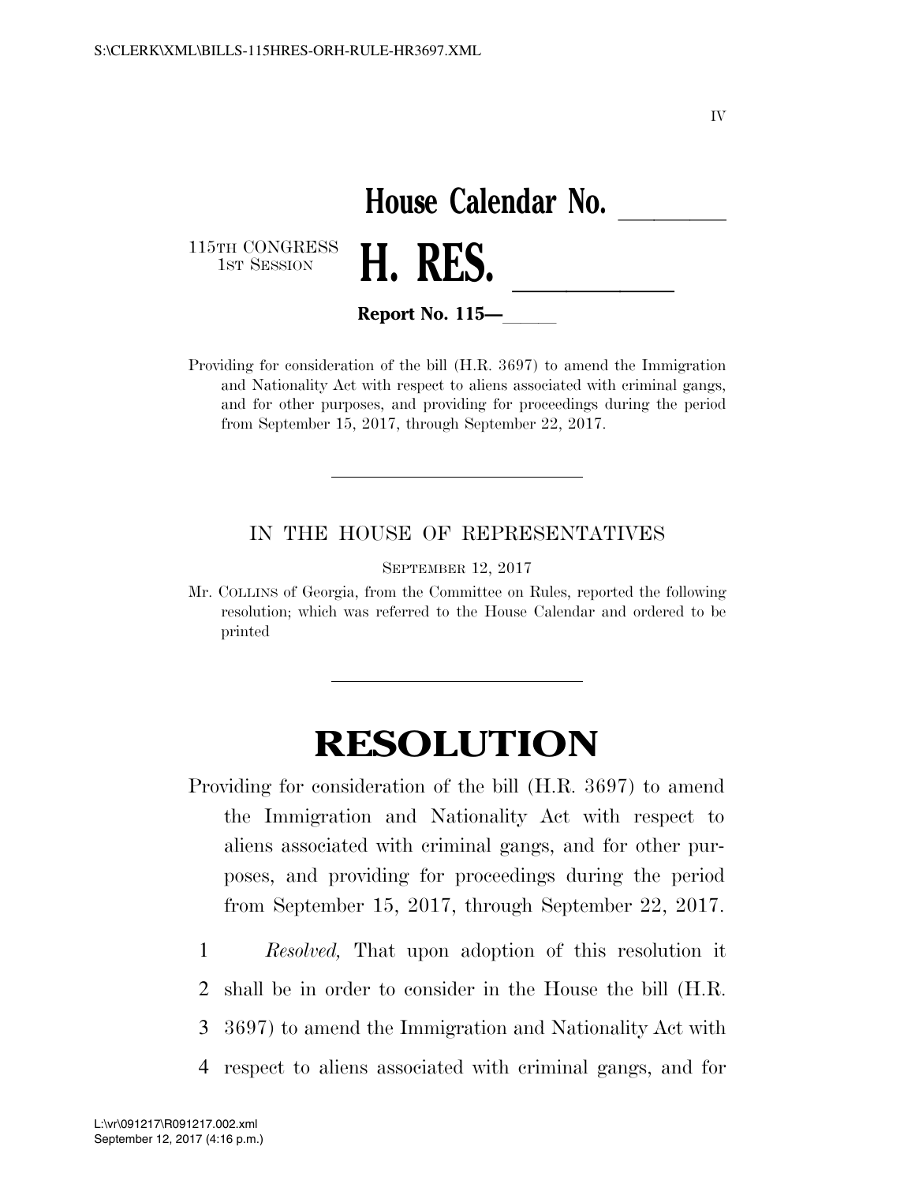IV

# House Calendar No. \_\_\_\_\_\_\_

115TH CONGRESS
1ST SESSION

# H. RES. \_\_\_\_\_\_\_\_\_\_

**Report No. 115—\_\_\_\_\_**

Providing for consideration of the bill (H.R. 3697) to amend the Immigration and Nationality Act with respect to aliens associated with criminal gangs, and for other purposes, and providing for proceedings during the period from September 15, 2017, through September 22, 2017.

---

IN THE HOUSE OF REPRESENTATIVES

SEPTEMBER 12, 2017

Mr. COLLINS of Georgia, from the Committee on Rules, reported the following resolution; which was referred to the House Calendar and ordered to be printed

---

# RESOLUTION

Providing for consideration of the bill (H.R. 3697) to amend the Immigration and Nationality Act with respect to aliens associated with criminal gangs, and for other purposes, and providing for proceedings during the period from September 15, 2017, through September 22, 2017.

1 *Resolved,* That upon adoption of this resolution it
2 shall be in order to consider in the House the bill (H.R.
3 3697) to amend the Immigration and Nationality Act with
4 respect to aliens associated with criminal gangs, and for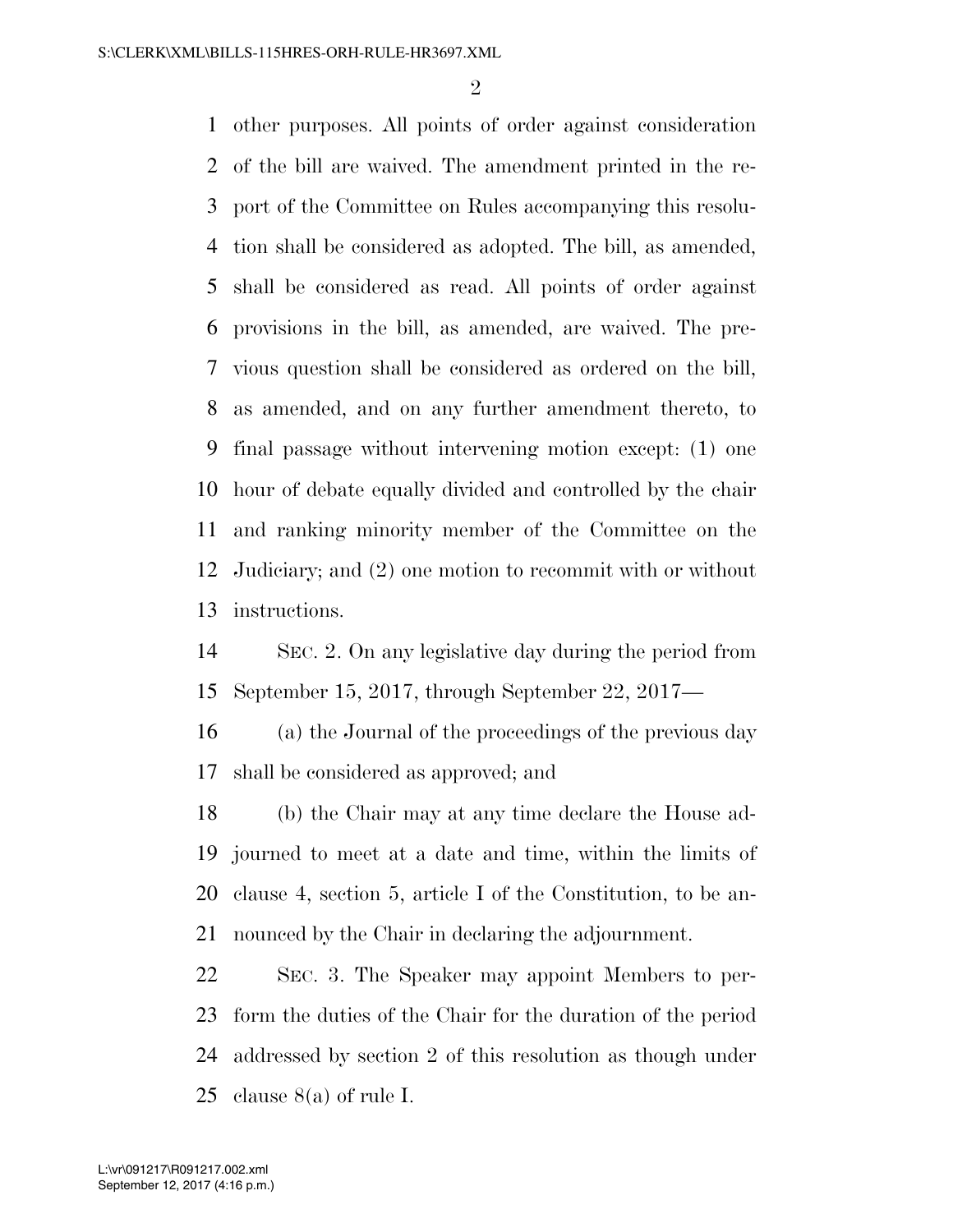other purposes. All points of order against consideration of the bill are waived. The amendment printed in the report of the Committee on Rules accompanying this resolution shall be considered as adopted. The bill, as amended, shall be considered as read. All points of order against provisions in the bill, as amended, are waived. The previous question shall be considered as ordered on the bill, as amended, and on any further amendment thereto, to final passage without intervening motion except: (1) one hour of debate equally divided and controlled by the chair and ranking minority member of the Committee on the Judiciary; and (2) one motion to recommit with or without instructions.

SEC. 2. On any legislative day during the period from September 15, 2017, through September 22, 2017—

(a) the Journal of the proceedings of the previous day shall be considered as approved; and

(b) the Chair may at any time declare the House adjourned to meet at a date and time, within the limits of clause 4, section 5, article I of the Constitution, to be announced by the Chair in declaring the adjournment.

SEC. 3. The Speaker may appoint Members to perform the duties of the Chair for the duration of the period addressed by section 2 of this resolution as though under clause 8(a) of rule I.